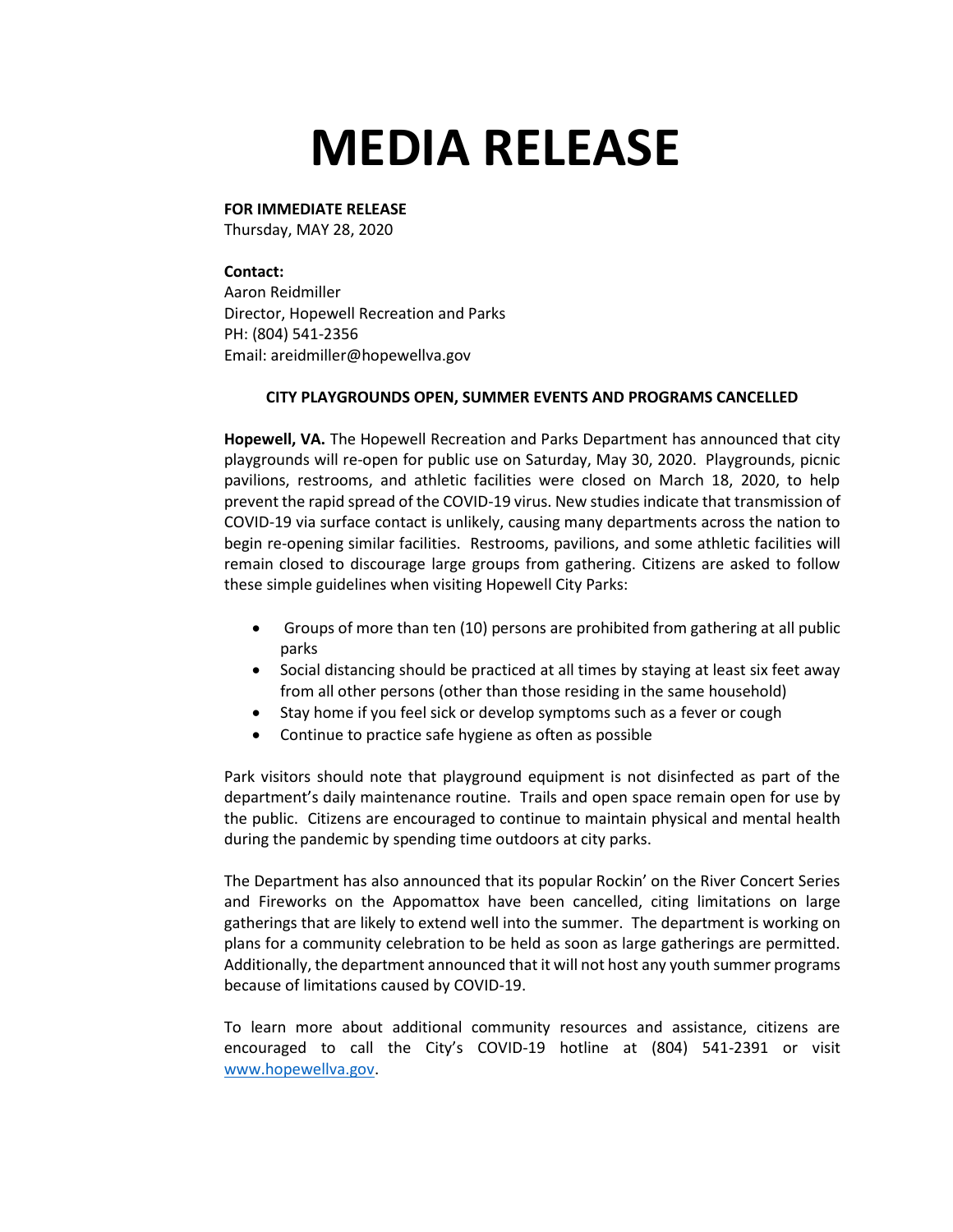# MEDIA RELEASE

**FOR IMMEDIATE RELEASE**
Thursday, MAY 28, 2020

**Contact:**
Aaron Reidmiller
Director, Hopewell Recreation and Parks
PH: (804) 541-2356
Email: areidmiller@hopewellva.gov

**CITY PLAYGROUNDS OPEN, SUMMER EVENTS AND PROGRAMS CANCELLED**

**Hopewell, VA.** The Hopewell Recreation and Parks Department has announced that city playgrounds will re-open for public use on Saturday, May 30, 2020. Playgrounds, picnic pavilions, restrooms, and athletic facilities were closed on March 18, 2020, to help prevent the rapid spread of the COVID-19 virus. New studies indicate that transmission of COVID-19 via surface contact is unlikely, causing many departments across the nation to begin re-opening similar facilities. Restrooms, pavilions, and some athletic facilities will remain closed to discourage large groups from gathering. Citizens are asked to follow these simple guidelines when visiting Hopewell City Parks:

- Groups of more than ten (10) persons are prohibited from gathering at all public parks
- Social distancing should be practiced at all times by staying at least six feet away from all other persons (other than those residing in the same household)
- Stay home if you feel sick or develop symptoms such as a fever or cough
- Continue to practice safe hygiene as often as possible

Park visitors should note that playground equipment is not disinfected as part of the department's daily maintenance routine. Trails and open space remain open for use by the public. Citizens are encouraged to continue to maintain physical and mental health during the pandemic by spending time outdoors at city parks.

The Department has also announced that its popular Rockin' on the River Concert Series and Fireworks on the Appomattox have been cancelled, citing limitations on large gatherings that are likely to extend well into the summer. The department is working on plans for a community celebration to be held as soon as large gatherings are permitted. Additionally, the department announced that it will not host any youth summer programs because of limitations caused by COVID-19.

To learn more about additional community resources and assistance, citizens are encouraged to call the City's COVID-19 hotline at (804) 541-2391 or visit [www.hopewellva.gov](http://www.hopewellva.gov).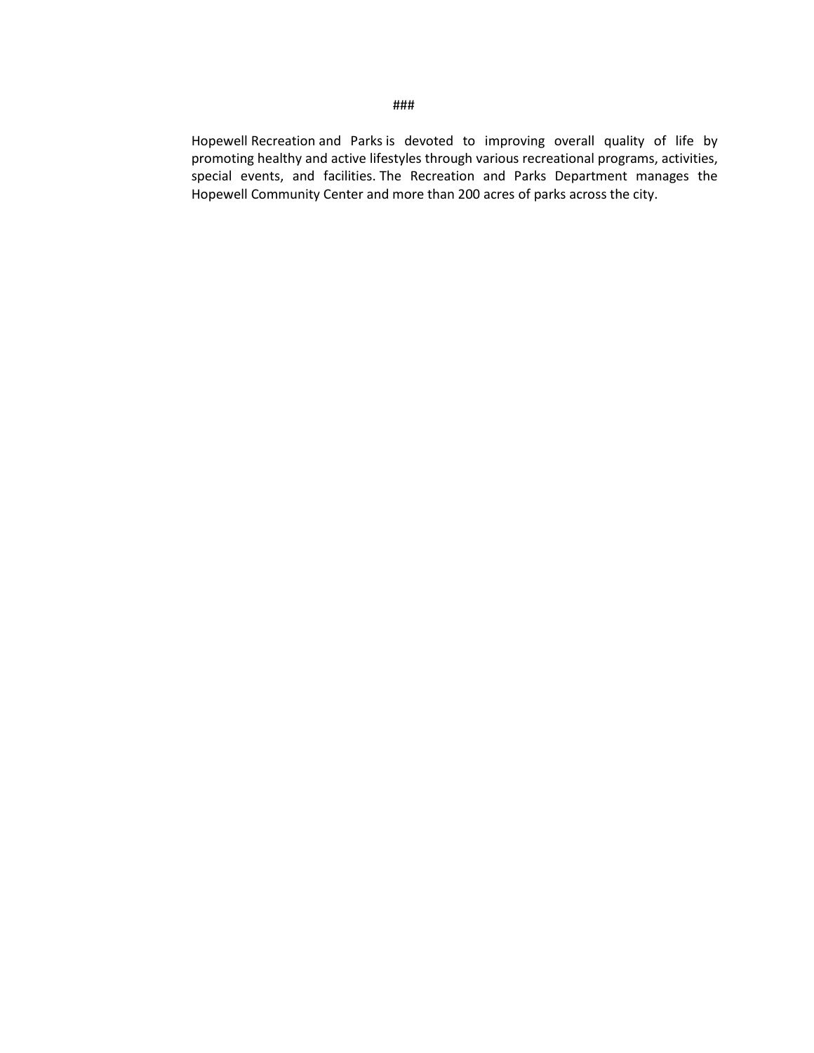###

Hopewell Recreation and Parks is devoted to improving overall quality of life by promoting healthy and active lifestyles through various recreational programs, activities, special events, and facilities. The Recreation and Parks Department manages the Hopewell Community Center and more than 200 acres of parks across the city.